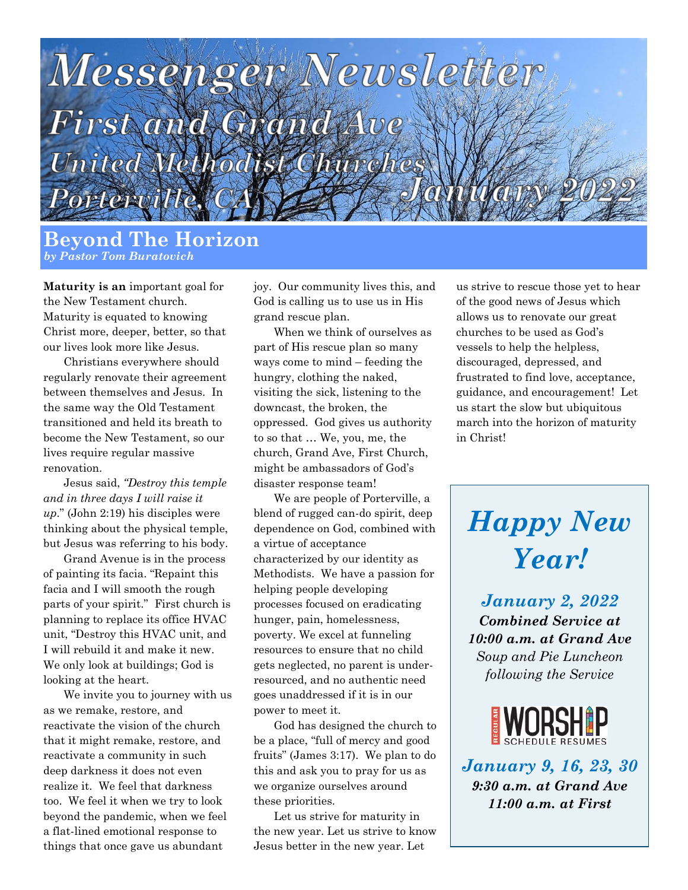# Messenger Newsletter

## First and Grand Ave United Methodist Churches

## Porterville, CA

## January 2022

## Beyond The Horizon

*by Pastor Tom Buratovich*

**Maturity is an** important goal for the New Testament church. Maturity is equated to knowing Christ more, deeper, better, so that our lives look more like Jesus.

Christians everywhere should regularly renovate their agreement between themselves and Jesus. In the same way the Old Testament transitioned and held its breath to become the New Testament, so our lives require regular massive renovation.

Jesus said, *"Destroy this temple and in three days I will raise it up*." (John 2:19) his disciples were thinking about the physical temple, but Jesus was referring to his body.

Grand Avenue is in the process of painting its facia. "Repaint this facia and I will smooth the rough parts of your spirit." First church is planning to replace its office HVAC unit, "Destroy this HVAC unit, and I will rebuild it and make it new. We only look at buildings; God is looking at the heart.

We invite you to journey with us as we remake, restore, and reactivate the vision of the church that it might remake, restore, and reactivate a community in such deep darkness it does not even realize it. We feel that darkness too. We feel it when we try to look beyond the pandemic, when we feel a flat-lined emotional response to things that once gave us abundant joy. Our community lives this, and God is calling us to use us in His grand rescue plan.

When we think of ourselves as part of His rescue plan so many ways come to mind – feeding the hungry, clothing the naked, visiting the sick, listening to the downcast, the broken, the oppressed. God gives us authority to so that … We, you, me, the church, Grand Ave, First Church, might be ambassadors of God's disaster response team!

We are people of Porterville, a blend of rugged can-do spirit, deep dependence on God, combined with a virtue of acceptance characterized by our identity as Methodists. We have a passion for helping people developing processes focused on eradicating hunger, pain, homelessness, poverty. We excel at funneling resources to ensure that no child gets neglected, no parent is under-resourced, and no authentic need goes unaddressed if it is in our power to meet it.

God has designed the church to be a place, "full of mercy and good fruits" (James 3:17). We plan to do this and ask you to pray for us as we organize ourselves around these priorities.

Let us strive for maturity in the new year. Let us strive to know Jesus better in the new year. Let us strive to rescue those yet to hear of the good news of Jesus which allows us to renovate our great churches to be used as God's vessels to help the helpless, discouraged, depressed, and frustrated to find love, acceptance, guidance, and encouragement! Let us start the slow but ubiquitous march into the horizon of maturity in Christ!

---

## *Happy New Year!*

***January 2, 2022***

***Combined Service at 10:00 a.m. at Grand Ave***

*Soup and Pie Luncheon following the Service*

**REGULAR WORSHIP SCHEDULE RESUMES**

***January 9, 16, 23, 30***

***9:30 a.m. at Grand Ave***

***11:00 a.m. at First***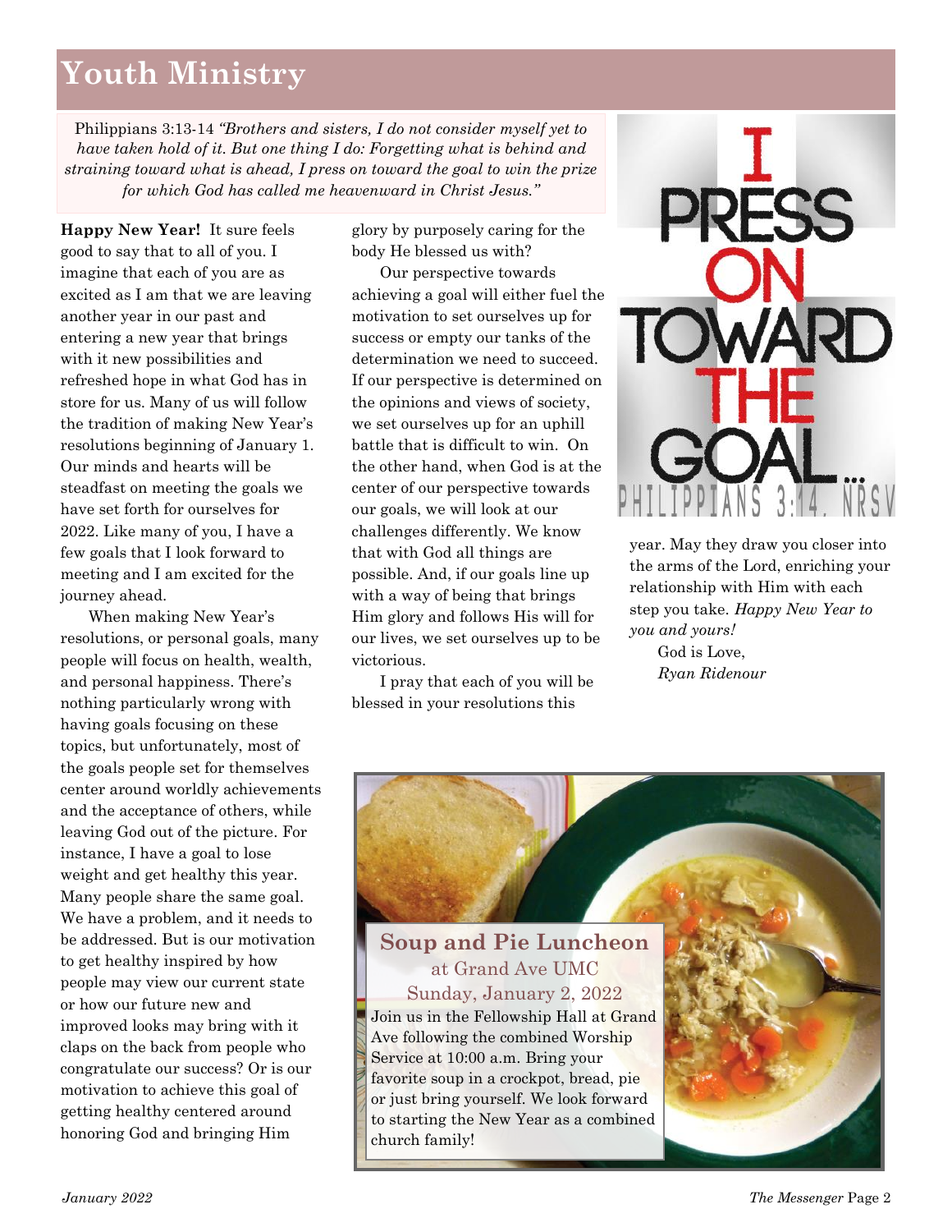# Youth Ministry

Philippians 3:13-14 *"Brothers and sisters, I do not consider myself yet to have taken hold of it. But one thing I do: Forgetting what is behind and straining toward what is ahead, I press on toward the goal to win the prize for which God has called me heavenward in Christ Jesus."*

**Happy New Year!** It sure feels good to say that to all of you. I imagine that each of you are as excited as I am that we are leaving another year in our past and entering a new year that brings with it new possibilities and refreshed hope in what God has in store for us. Many of us will follow the tradition of making New Year's resolutions beginning of January 1. Our minds and hearts will be steadfast on meeting the goals we have set forth for ourselves for 2022. Like many of you, I have a few goals that I look forward to meeting and I am excited for the journey ahead.

When making New Year's resolutions, or personal goals, many people will focus on health, wealth, and personal happiness. There's nothing particularly wrong with having goals focusing on these topics, but unfortunately, most of the goals people set for themselves center around worldly achievements and the acceptance of others, while leaving God out of the picture. For instance, I have a goal to lose weight and get healthy this year. Many people share the same goal. We have a problem, and it needs to be addressed. But is our motivation to get healthy inspired by how people may view our current state or how our future new and improved looks may bring with it claps on the back from people who congratulate our success? Or is our motivation to achieve this goal of getting healthy centered around honoring God and bringing Him glory by purposely caring for the body He blessed us with?

Our perspective towards achieving a goal will either fuel the motivation to set ourselves up for success or empty our tanks of the determination we need to succeed. If our perspective is determined on the opinions and views of society, we set ourselves up for an uphill battle that is difficult to win. On the other hand, when God is at the center of our perspective towards our goals, we will look at our challenges differently. We know that with God all things are possible. And, if our goals line up with a way of being that brings Him glory and follows His will for our lives, we set ourselves up to be victorious.

I pray that each of you will be blessed in your resolutions this year. May they draw you closer into the arms of the Lord, enriching your relationship with Him with each step you take. *Happy New Year to you and yours!*

God is Love,
*Ryan Ridenour*

## Soup and Pie Luncheon

at Grand Ave UMC
Sunday, January 2, 2022

Join us in the Fellowship Hall at Grand Ave following the combined Worship Service at 10:00 a.m. Bring your favorite soup in a crockpot, bread, pie or just bring yourself. We look forward to starting the New Year as a combined church family!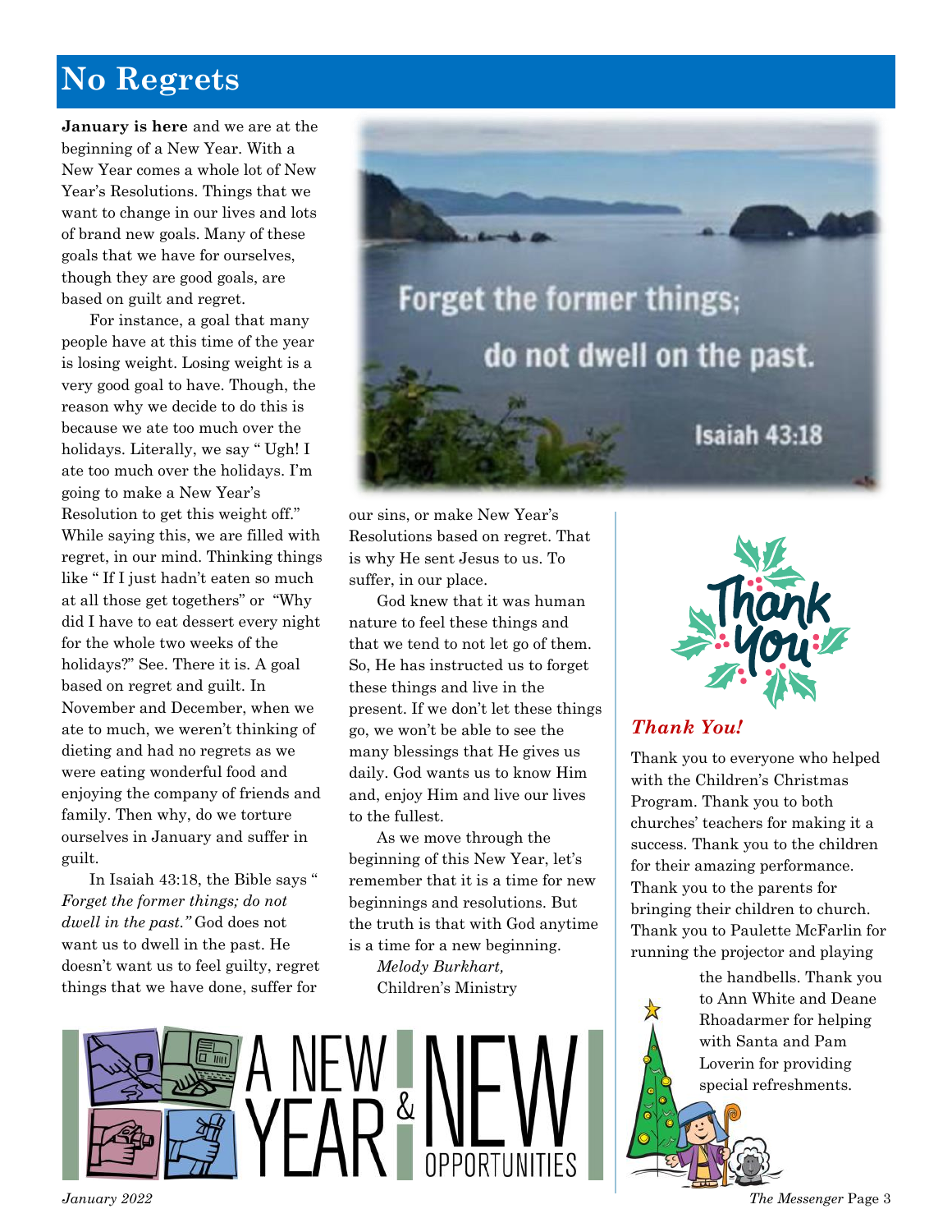# No Regrets

**January is here** and we are at the beginning of a New Year. With a New Year comes a whole lot of New Year's Resolutions. Things that we want to change in our lives and lots of brand new goals. Many of these goals that we have for ourselves, though they are good goals, are based on guilt and regret.

For instance, a goal that many people have at this time of the year is losing weight. Losing weight is a very good goal to have. Though, the reason why we decide to do this is because we ate too much over the holidays. Literally, we say " Ugh! I ate too much over the holidays. I'm going to make a New Year's Resolution to get this weight off." While saying this, we are filled with regret, in our mind. Thinking things like " If I just hadn't eaten so much at all those get togethers" or "Why did I have to eat dessert every night for the whole two weeks of the holidays?" See. There it is. A goal based on regret and guilt. In November and December, when we ate to much, we weren't thinking of dieting and had no regrets as we were eating wonderful food and enjoying the company of friends and family. Then why, do we torture ourselves in January and suffer in guilt.

In Isaiah 43:18, the Bible says " *Forget the former things; do not dwell in the past."* God does not want us to dwell in the past. He doesn't want us to feel guilty, regret things that we have done, suffer for our sins, or make New Year's Resolutions based on regret. That is why He sent Jesus to us. To suffer, in our place.

Forget the former things; do not dwell on the past. Isaiah 43:18

God knew that it was human nature to feel these things and that we tend to not let go of them. So, He has instructed us to forget these things and live in the present. If we don't let these things go, we won't be able to see the many blessings that He gives us daily. God wants us to know Him and, enjoy Him and live our lives to the fullest.

As we move through the beginning of this New Year, let's remember that it is a time for new beginnings and resolutions. But the truth is that with God anytime is a time for a new beginning.

*Melody Burkhart,*
Children's Ministry

A NEW YEAR & NEW OPPORTUNITIES

## *Thank You!*

Thank you to everyone who helped with the Children's Christmas Program. Thank you to both churches' teachers for making it a success. Thank you to the children for their amazing performance. Thank you to the parents for bringing their children to church. Thank you to Paulette McFarlin for running the projector and playing the handbells. Thank you to Ann White and Deane Rhoadarmer for helping with Santa and Pam Loverin for providing special refreshments.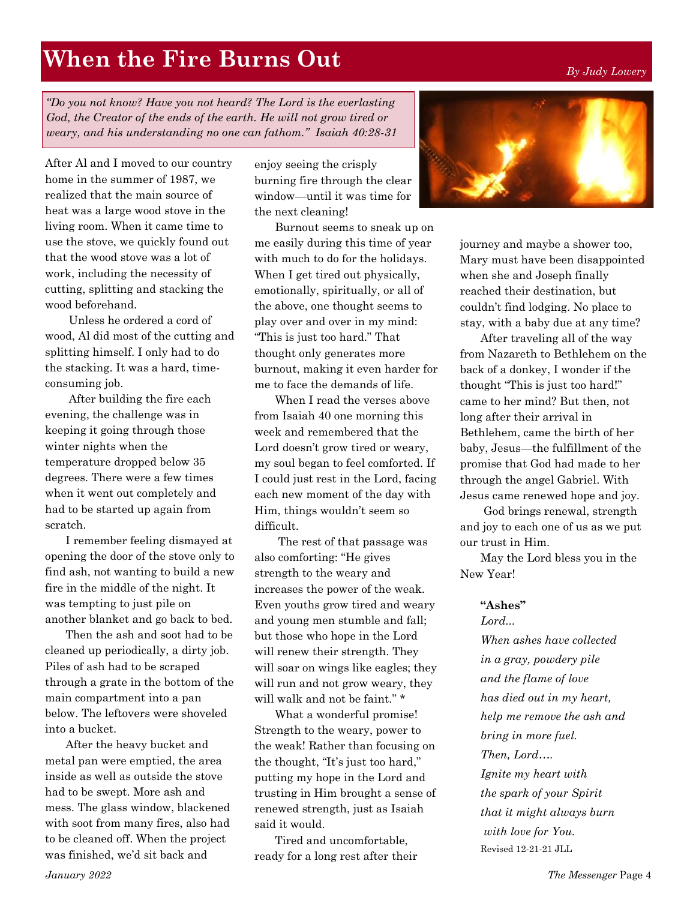# When the Fire Burns Out

*By Judy Lowery*

*"Do you not know? Have you not heard? The Lord is the everlasting God, the Creator of the ends of the earth. He will not grow tired or weary, and his understanding no one can fathom." Isaiah 40:28-31*

After Al and I moved to our country home in the summer of 1987, we realized that the main source of heat was a large wood stove in the living room. When it came time to use the stove, we quickly found out that the wood stove was a lot of work, including the necessity of cutting, splitting and stacking the wood beforehand.

Unless he ordered a cord of wood, Al did most of the cutting and splitting himself. I only had to do the stacking. It was a hard, time-consuming job.

After building the fire each evening, the challenge was in keeping it going through those winter nights when the temperature dropped below 35 degrees. There were a few times when it went out completely and had to be started up again from scratch.

I remember feeling dismayed at opening the door of the stove only to find ash, not wanting to build a new fire in the middle of the night. It was tempting to just pile on another blanket and go back to bed.

Then the ash and soot had to be cleaned up periodically, a dirty job. Piles of ash had to be scraped through a grate in the bottom of the main compartment into a pan below. The leftovers were shoveled into a bucket.

After the heavy bucket and metal pan were emptied, the area inside as well as outside the stove had to be swept. More ash and mess. The glass window, blackened with soot from many fires, also had to be cleaned off. When the project was finished, we'd sit back and enjoy seeing the crisply burning fire through the clear window—until it was time for the next cleaning!

Burnout seems to sneak up on me easily during this time of year with much to do for the holidays. When I get tired out physically, emotionally, spiritually, or all of the above, one thought seems to play over and over in my mind: "This is just too hard." That thought only generates more burnout, making it even harder for me to face the demands of life.

When I read the verses above from Isaiah 40 one morning this week and remembered that the Lord doesn't grow tired or weary, my soul began to feel comforted. If I could just rest in the Lord, facing each new moment of the day with Him, things wouldn't seem so difficult.

The rest of that passage was also comforting: "He gives strength to the weary and increases the power of the weak. Even youths grow tired and weary and young men stumble and fall; but those who hope in the Lord will renew their strength. They will soar on wings like eagles; they will run and not grow weary, they will walk and not be faint." *

What a wonderful promise! Strength to the weary, power to the weak! Rather than focusing on the thought, "It's just too hard," putting my hope in the Lord and trusting in Him brought a sense of renewed strength, just as Isaiah said it would.

Tired and uncomfortable, ready for a long rest after their journey and maybe a shower too, Mary must have been disappointed when she and Joseph finally reached their destination, but couldn't find lodging. No place to stay, with a baby due at any time?

After traveling all of the way from Nazareth to Bethlehem on the back of a donkey, I wonder if the thought "This is just too hard!" came to her mind? But then, not long after their arrival in Bethlehem, came the birth of her baby, Jesus—the fulfillment of the promise that God had made to her through the angel Gabriel. With Jesus came renewed hope and joy.

God brings renewal, strength and joy to each one of us as we put our trust in Him.

May the Lord bless you in the New Year!

**"Ashes"**

*Lord...*
*When ashes have collected*
*in a gray, powdery pile*
*and the flame of love*
*has died out in my heart,*
*help me remove the ash and*
*bring in more fuel.*
*Then, Lord….*
*Ignite my heart with*
*the spark of your Spirit*
*that it might always burn*
*with love for You.*

Revised 12-21-21 JLL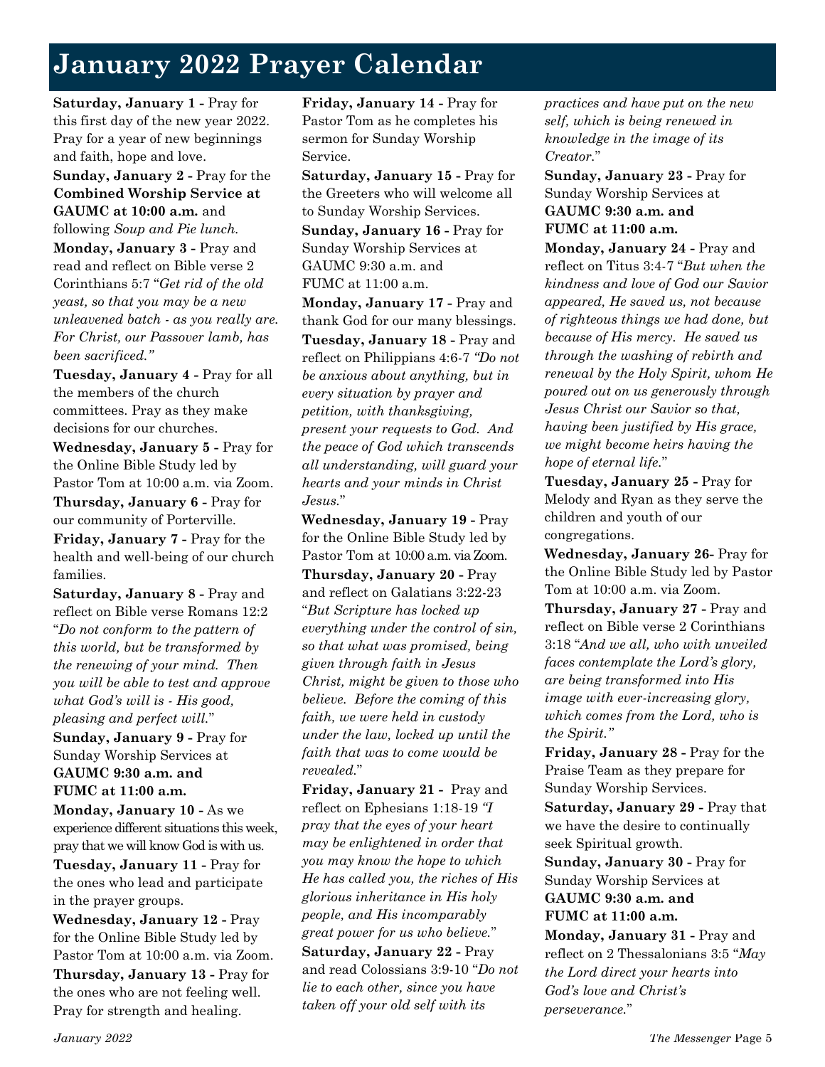# January 2022 Prayer Calendar

**Saturday, January 1 -** Pray for this first day of the new year 2022. Pray for a year of new beginnings and faith, hope and love.

**Sunday, January 2 -** Pray for the **Combined Worship Service at GAUMC at 10:00 a.m.** and following *Soup and Pie lunch.*

**Monday, January 3 -** Pray and read and reflect on Bible verse 2 Corinthians 5:7 "*Get rid of the old yeast, so that you may be a new unleavened batch - as you really are. For Christ, our Passover lamb, has been sacrificed."*

**Tuesday, January 4 -** Pray for all the members of the church committees. Pray as they make decisions for our churches.

**Wednesday, January 5 -** Pray for the Online Bible Study led by Pastor Tom at 10:00 a.m. via Zoom.

**Thursday, January 6 -** Pray for our community of Porterville.

**Friday, January 7 -** Pray for the health and well-being of our church families.

**Saturday, January 8 -** Pray and reflect on Bible verse Romans 12:2 "*Do not conform to the pattern of this world, but be transformed by the renewing of your mind. Then you will be able to test and approve what God's will is - His good, pleasing and perfect will.*"

**Sunday, January 9 -** Pray for Sunday Worship Services at **GAUMC 9:30 a.m. and FUMC at 11:00 a.m.**

**Monday, January 10 -** As we experience different situations this week, pray that we will know God is with us.

**Tuesday, January 11 -** Pray for the ones who lead and participate in the prayer groups.

**Wednesday, January 12 -** Pray for the Online Bible Study led by Pastor Tom at 10:00 a.m. via Zoom.

**Thursday, January 13 -** Pray for the ones who are not feeling well. Pray for strength and healing.

**Friday, January 14 -** Pray for Pastor Tom as he completes his sermon for Sunday Worship Service.

**Saturday, January 15 -** Pray for the Greeters who will welcome all to Sunday Worship Services.

**Sunday, January 16 -** Pray for Sunday Worship Services at GAUMC 9:30 a.m. and FUMC at 11:00 a.m.

**Monday, January 17 -** Pray and thank God for our many blessings.

**Tuesday, January 18 -** Pray and reflect on Philippians 4:6-7 *"Do not be anxious about anything, but in every situation by prayer and petition, with thanksgiving, present your requests to God. And the peace of God which transcends all understanding, will guard your hearts and your minds in Christ Jesus.*"

**Wednesday, January 19 -** Pray for the Online Bible Study led by Pastor Tom at 10:00 a.m. via Zoom.

**Thursday, January 20 -** Pray and reflect on Galatians 3:22-23 "*But Scripture has locked up everything under the control of sin, so that what was promised, being given through faith in Jesus Christ, might be given to those who believe. Before the coming of this faith, we were held in custody under the law, locked up until the faith that was to come would be revealed.*"

**Friday, January 21 -** Pray and reflect on Ephesians 1:18-19 *"I pray that the eyes of your heart may be enlightened in order that you may know the hope to which He has called you, the riches of His glorious inheritance in His holy people, and His incomparably great power for us who believe.*"

**Saturday, January 22 -** Pray and read Colossians 3:9-10 "*Do not lie to each other, since you have taken off your old self with its practices and have put on the new self, which is being renewed in knowledge in the image of its Creator.*"

**Sunday, January 23 -** Pray for Sunday Worship Services at **GAUMC 9:30 a.m. and FUMC at 11:00 a.m.**

**Monday, January 24 -** Pray and reflect on Titus 3:4-7 "*But when the kindness and love of God our Savior appeared, He saved us, not because of righteous things we had done, but because of His mercy. He saved us through the washing of rebirth and renewal by the Holy Spirit, whom He poured out on us generously through Jesus Christ our Savior so that, having been justified by His grace, we might become heirs having the hope of eternal life.*"

**Tuesday, January 25 -** Pray for Melody and Ryan as they serve the children and youth of our congregations.

**Wednesday, January 26-** Pray for the Online Bible Study led by Pastor Tom at 10:00 a.m. via Zoom.

**Thursday, January 27 -** Pray and reflect on Bible verse 2 Corinthians 3:18 "*And we all, who with unveiled faces contemplate the Lord's glory, are being transformed into His image with ever-increasing glory, which comes from the Lord, who is the Spirit."*

**Friday, January 28 -** Pray for the Praise Team as they prepare for Sunday Worship Services.

**Saturday, January 29 -** Pray that we have the desire to continually seek Spiritual growth.

**Sunday, January 30 -** Pray for Sunday Worship Services at **GAUMC 9:30 a.m. and FUMC at 11:00 a.m.**

**Monday, January 31 -** Pray and reflect on 2 Thessalonians 3:5 "*May the Lord direct your hearts into God's love and Christ's perseverance.*"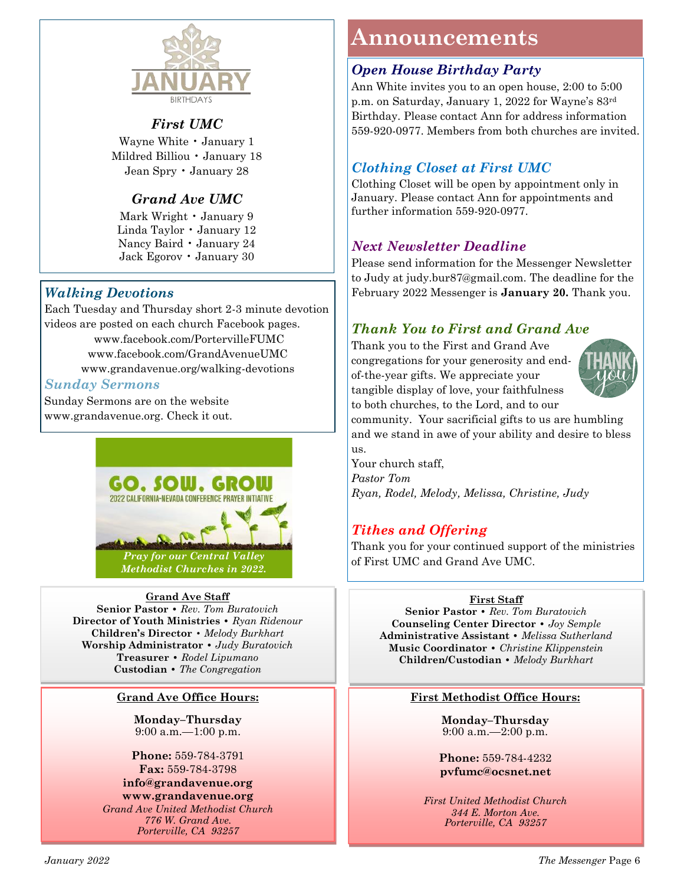# JANUARY BIRTHDAYS

### *First UMC*

Wayne White • January 1
Mildred Billiou • January 18
Jean Spry • January 28

### *Grand Ave UMC*

Mark Wright • January 9
Linda Taylor • January 12
Nancy Baird • January 24
Jack Egorov • January 30

## *Walking Devotions*

Each Tuesday and Thursday short 2-3 minute devotion videos are posted on each church Facebook pages.

www.facebook.com/PortervilleFUMC
www.facebook.com/GrandAvenueUMC
www.grandavenue.org/walking-devotions

## *Sunday Sermons*

Sunday Sermons are on the website www.grandavenue.org. Check it out.

GO. SOW. GROW
2022 CALIFORNIA-NEVADA CONFERENCE PRAYER INTIATIVE

*Pray for our Central Valley Methodist Churches in 2022.*

**Grand Ave Staff**

**Senior Pastor** • *Rev. Tom Buratovich*
**Director of Youth Ministries** • *Ryan Ridenour*
**Children's Director** • *Melody Burkhart*
**Worship Administrator** • *Judy Buratovich*
**Treasurer** • *Rodel Lipumano*
**Custodian** • *The Congregation*

**Grand Ave Office Hours:**

**Monday–Thursday**
9:00 a.m.—1:00 p.m.

**Phone:** 559-784-3791
**Fax:** 559-784-3798
**info@grandavenue.org**
**www.grandavenue.org**
*Grand Ave United Methodist Church*
*776 W. Grand Ave.*
*Porterville, CA 93257*

# Announcements

## *Open House Birthday Party*

Ann White invites you to an open house, 2:00 to 5:00 p.m. on Saturday, January 1, 2022 for Wayne's 83rd Birthday. Please contact Ann for address information 559-920-0977. Members from both churches are invited.

## *Clothing Closet at First UMC*

Clothing Closet will be open by appointment only in January. Please contact Ann for appointments and further information 559-920-0977.

## *Next Newsletter Deadline*

Please send information for the Messenger Newsletter to Judy at judy.bur87@gmail.com. The deadline for the February 2022 Messenger is **January 20.** Thank you.

## *Thank You to First and Grand Ave*

Thank you to the First and Grand Ave congregations for your generosity and end-of-the-year gifts. We appreciate your tangible display of love, your faithfulness to both churches, to the Lord, and to our community. Your sacrificial gifts to us are humbling and we stand in awe of your ability and desire to bless us.

Your church staff,
*Pastor Tom*
*Ryan, Rodel, Melody, Melissa, Christine, Judy*

## *Tithes and Offering*

Thank you for your continued support of the ministries of First UMC and Grand Ave UMC.

**First Staff**

**Senior Pastor** • *Rev. Tom Buratovich*
**Counseling Center Director** • *Joy Semple*
**Administrative Assistant** • *Melissa Sutherland*
**Music Coordinator** • *Christine Klippenstein*
**Children/Custodian** • *Melody Burkhart*

**First Methodist Office Hours:**

**Monday–Thursday**
9:00 a.m.—2:00 p.m.

**Phone:** 559-784-4232
**pvfumc@ocsnet.net**

*First United Methodist Church*
*344 E. Morton Ave.*
*Porterville, CA 93257*